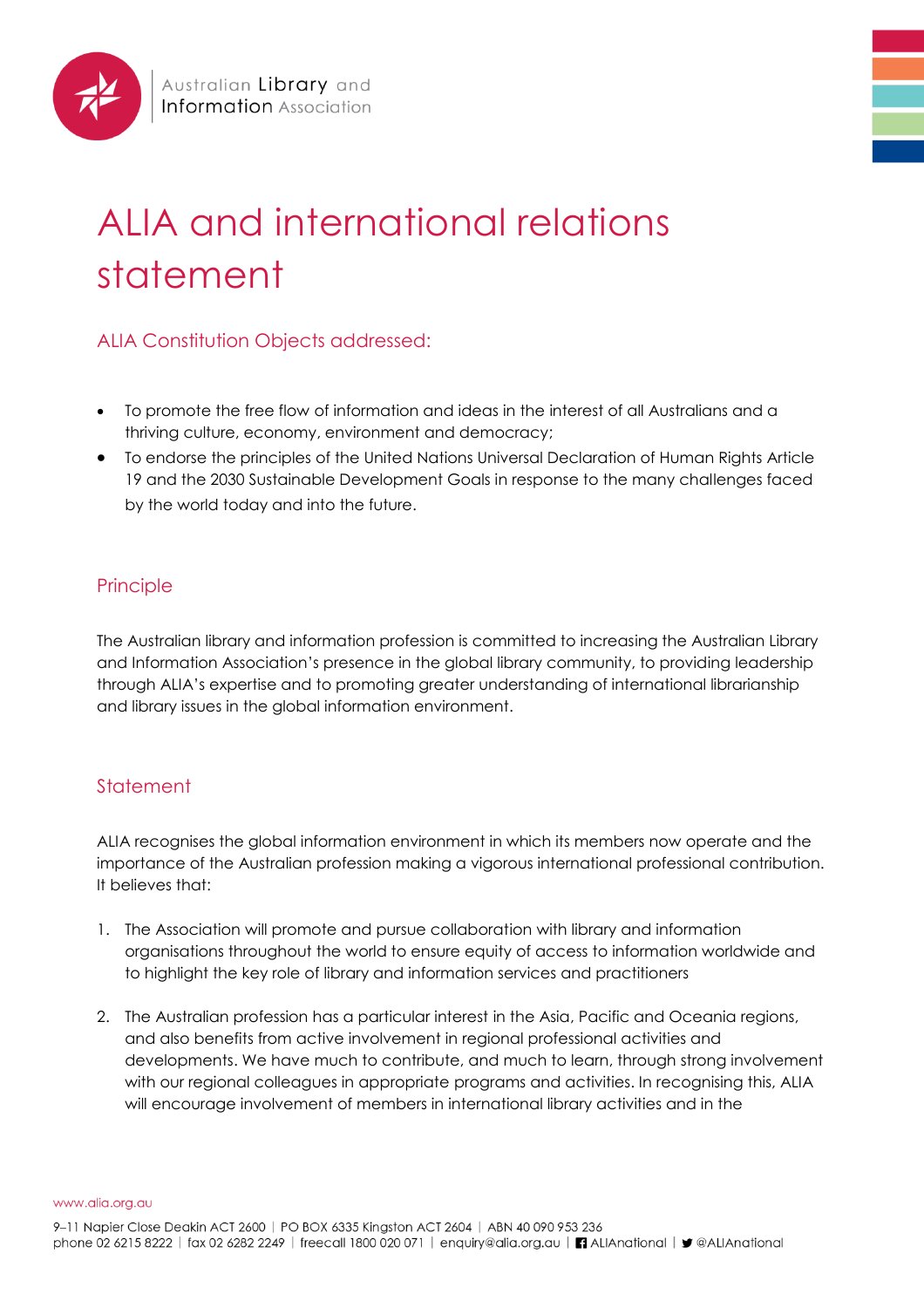# ALIA and international relations statement

## ALIA Constitution Objects addressed:

- To promote the free flow of information and ideas in the interest of all Australians and a thriving culture, economy, environment and democracy;
- To endorse the principles of the United Nations Universal Declaration of Human Rights Article 19 and the 2030 Sustainable Development Goals in response to the many challenges faced by the world today and into the future.

## Principle

The Australian library and information profession is committed to increasing the Australian Library and Information Association's presence in the global library community, to providing leadership through ALIA's expertise and to promoting greater understanding of international librarianship and library issues in the global information environment.

## Statement

ALIA recognises the global information environment in which its members now operate and the importance of the Australian profession making a vigorous international professional contribution. It believes that:

1. The Association will promote and pursue collaboration with library and information organisations throughout the world to ensure equity of access to information worldwide and to highlight the key role of library and information services and practitioners

2. The Australian profession has a particular interest in the Asia, Pacific and Oceania regions, and also benefits from active involvement in regional professional activities and developments. We have much to contribute, and much to learn, through strong involvement with our regional colleagues in appropriate programs and activities. In recognising this, ALIA will encourage involvement of members in international library activities and in the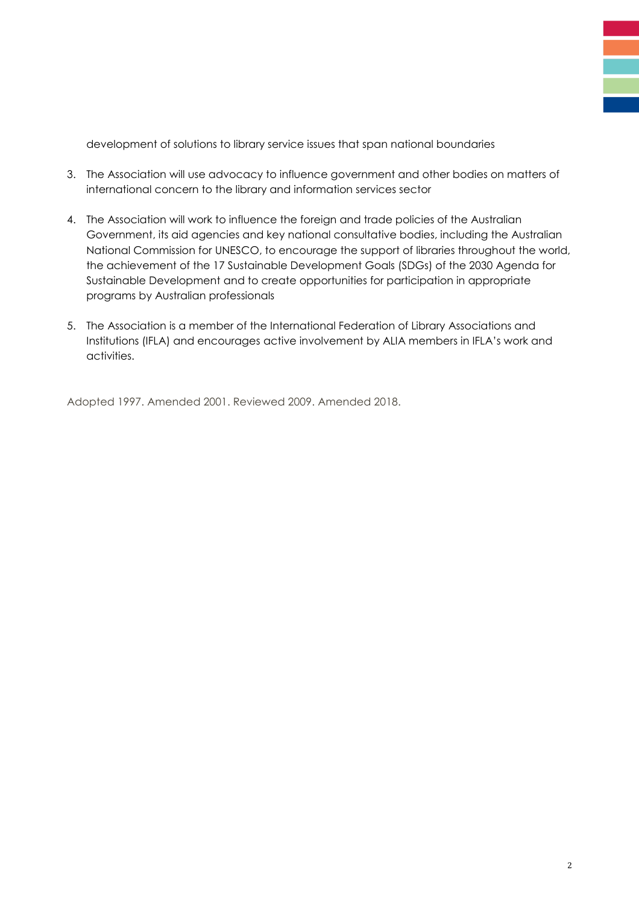development of solutions to library service issues that span national boundaries

3. The Association will use advocacy to influence government and other bodies on matters of international concern to the library and information services sector

4. The Association will work to influence the foreign and trade policies of the Australian Government, its aid agencies and key national consultative bodies, including the Australian National Commission for UNESCO, to encourage the support of libraries throughout the world, the achievement of the 17 Sustainable Development Goals (SDGs) of the 2030 Agenda for Sustainable Development and to create opportunities for participation in appropriate programs by Australian professionals

5. The Association is a member of the International Federation of Library Associations and Institutions (IFLA) and encourages active involvement by ALIA members in IFLA's work and activities.

Adopted 1997. Amended 2001. Reviewed 2009. Amended 2018.